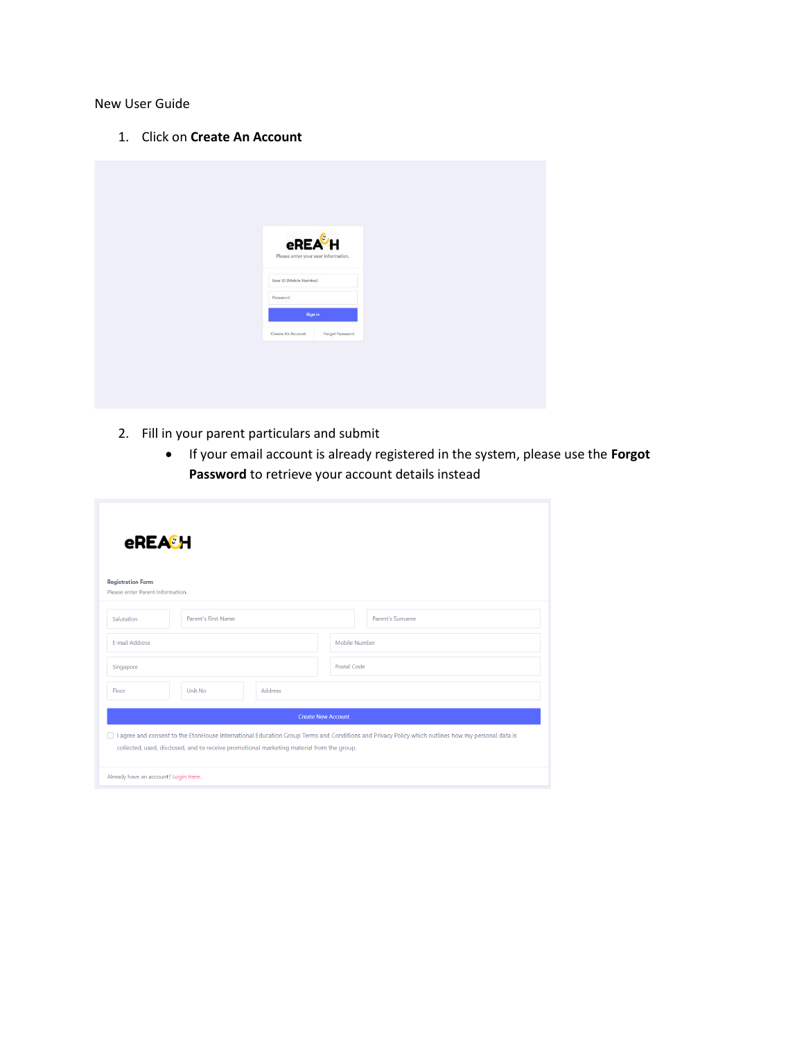New User Guide

1. Click on **Create An Account**

2. Fill in your parent particulars and submit
   - If your email account is already registered in the system, please use the **Forgot Password** to retrieve your account details instead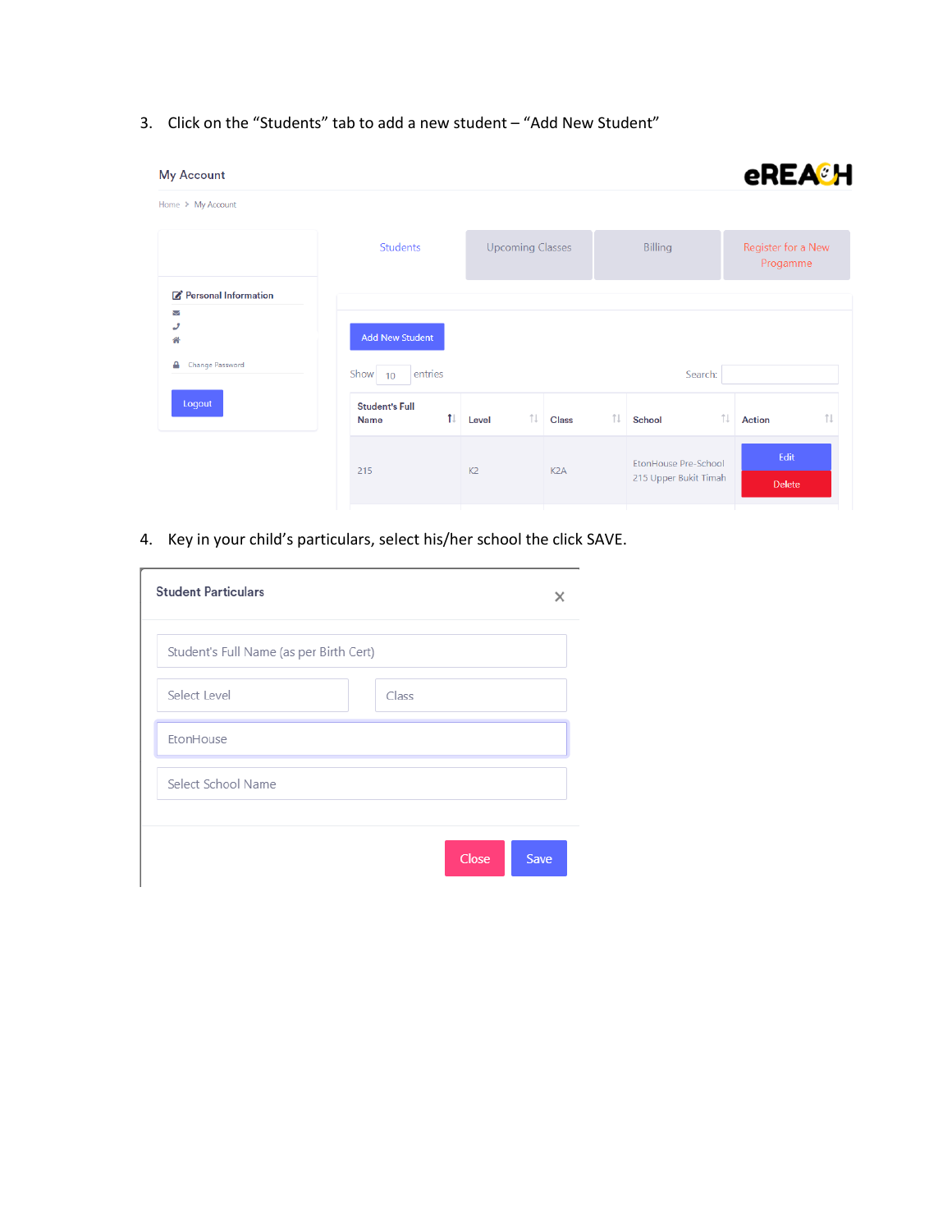3. Click on the “Students” tab to add a new student – “Add New Student”

My Account

eREACH

Home > My Account

Personal Information

Change Password

Logout

Students | Upcoming Classes | Billing | Register for a New Progamme

Add New Student

Show 10 entries

Search:

| Student's Full Name | Level | Class | School | Action |
|---|---|---|---|---|
| 215 | K2 | K2A | EtonHouse Pre-School 215 Upper Bukit Timah | Edit Delete |

4. Key in your child’s particulars, select his/her school the click SAVE.

Student Particulars

Student's Full Name (as per Birth Cert)

Select Level

Class

EtonHouse

Select School Name

Close

Save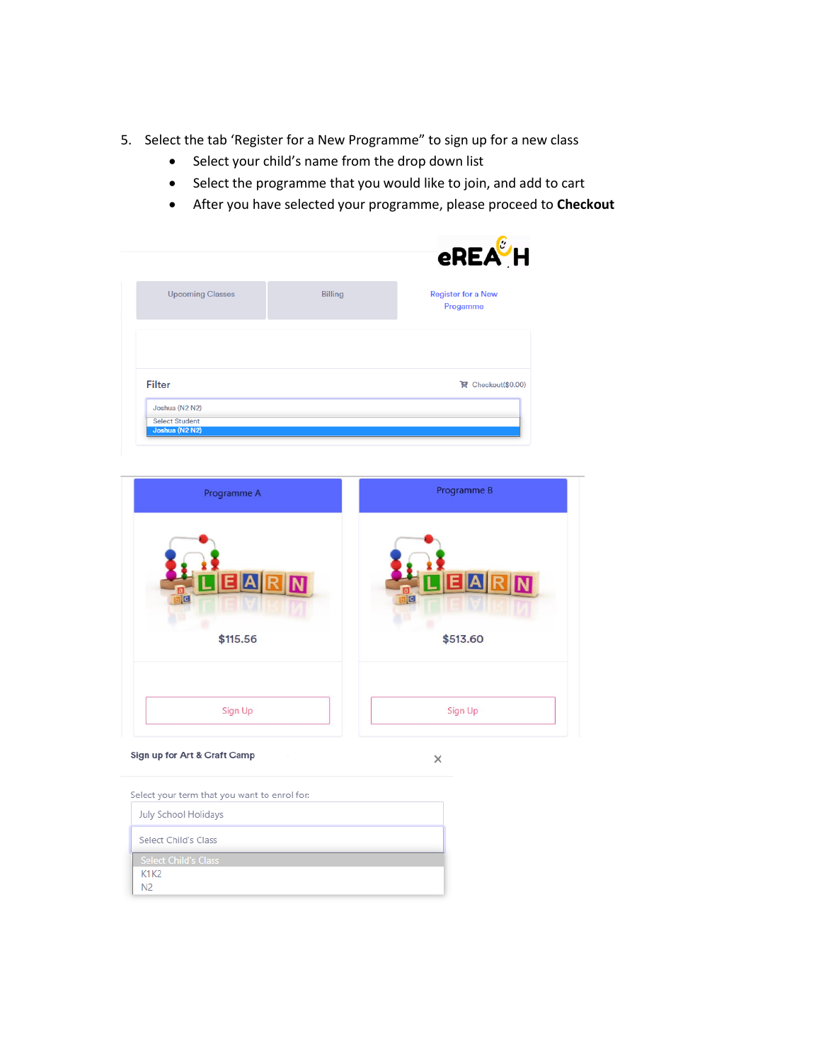5. Select the tab 'Register for a New Programme" to sign up for a new class
    - Select your child's name from the drop down list
    - Select the programme that you would like to join, and add to cart
    - After you have selected your programme, please proceed to **Checkout**

eREACH

Upcoming Classes | Billing | Register for a New Progamme

Filter

Checkout($0.00)

Joshua (N2 N2)

Select Student

Joshua (N2 N2)

Programme A

$115.56

Sign Up

Programme B

$513.60

Sign Up

Sign up for Art & Craft Camp

Select your term that you want to enrol for:

July School Holidays

Select Child's Class

Select Child's Class

K1K2

N2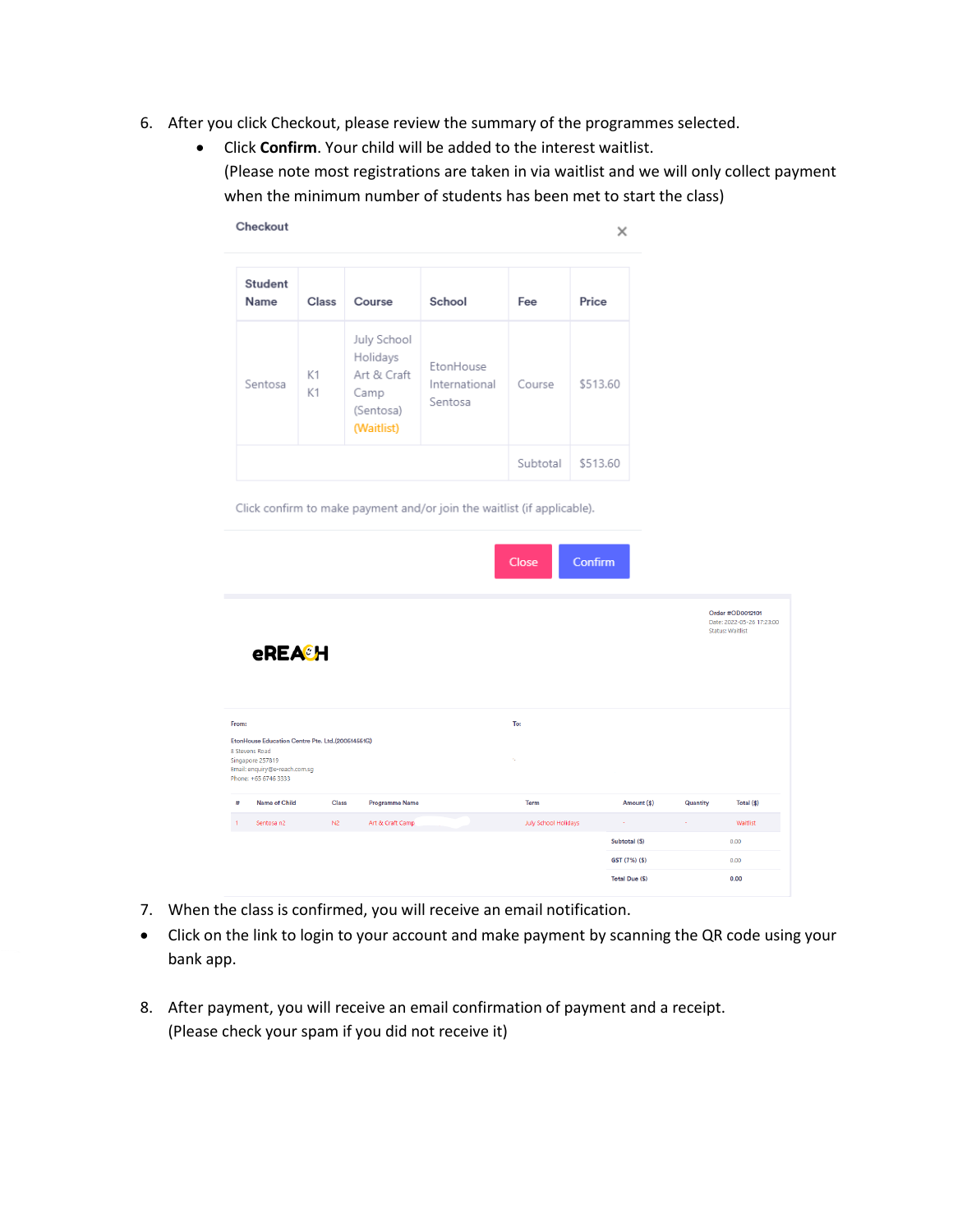6. After you click Checkout, please review the summary of the programmes selected.
    - Click **Confirm**. Your child will be added to the interest waitlist.
      (Please note most registrations are taken in via waitlist and we will only collect payment when the minimum number of students has been met to start the class)

**Checkout**

| Student Name | Class | Course | School | Fee | Price |
|---|---|---|---|---|---|
| Sentosa | K1 K1 | July School Holidays Art & Craft Camp (Sentosa) (Waitlist) | EtonHouse International Sentosa | Course | $513.60 |
| | | | | Subtotal | $513.60 |

Click confirm to make payment and/or join the waitlist (if applicable).

Close | Confirm

eREACH

Order #OD0012101
Date: 2022-05-26 17:23:00
Status: Waitlist

From:
EtonHouse Education Centre Pte. Ltd.(200614561G)
8 Stevens Road
Singapore 257819
Email: enquiry@e-reach.com.sg
Phone: +65 6746 3333

To:

| # | Name of Child | Class | Programme Name | Term | Amount ($) | Quantity | Total ($) |
|---|---|---|---|---|---|---|---|
| 1 | Sentosa n2 | N2 | Art & Craft Camp | July School Holidays | - | - | Waitlist |

| | |
|---|---|
| Subtotal ($) | 0.00 |
| GST (7%) ($) | 0.00 |
| Total Due ($) | 0.00 |

7. When the class is confirmed, you will receive an email notification.

- Click on the link to login to your account and make payment by scanning the QR code using your bank app.

8. After payment, you will receive an email confirmation of payment and a receipt.
   (Please check your spam if you did not receive it)